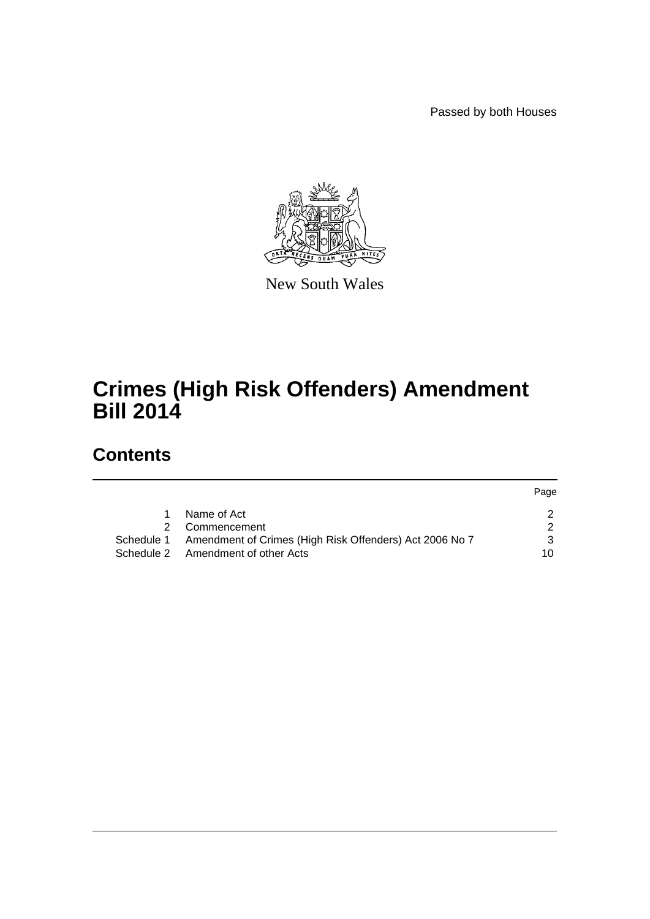Passed by both Houses

New South Wales

# Crimes (High Risk Offenders) Amendment Bill 2014

## Contents

| | | Page |
|---|---|---|
| 1 | Name of Act | 2 |
| 2 | Commencement | 2 |
| Schedule 1 | Amendment of Crimes (High Risk Offenders) Act 2006 No 7 | 3 |
| Schedule 2 | Amendment of other Acts | 10 |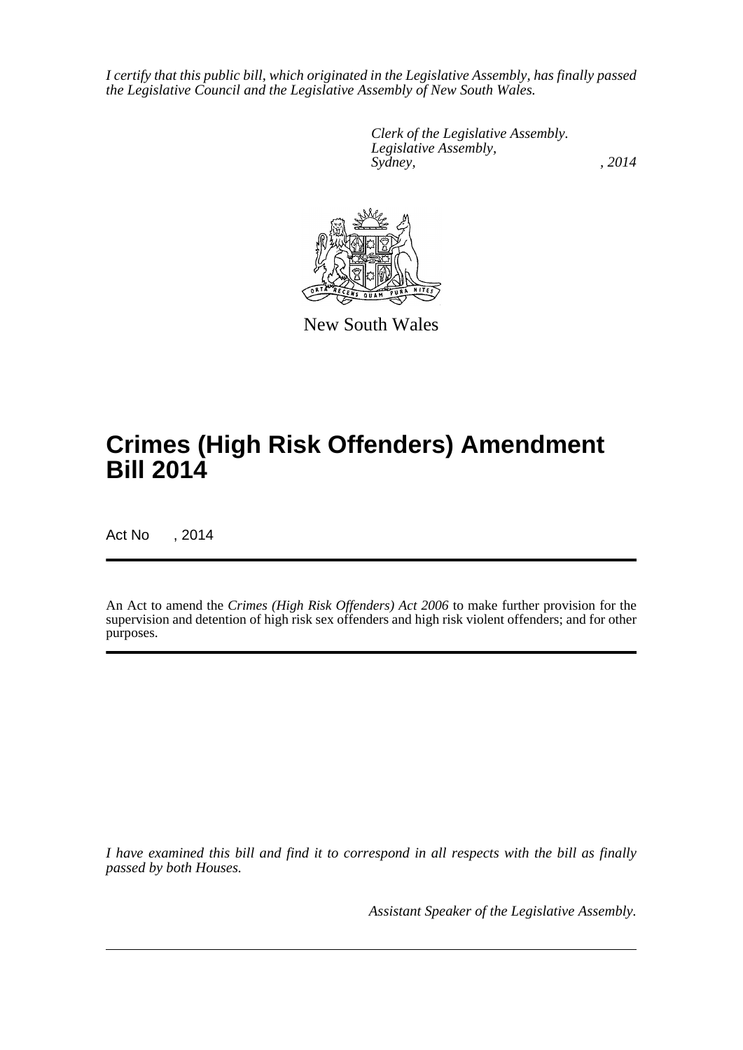*I certify that this public bill, which originated in the Legislative Assembly, has finally passed the Legislative Council and the Legislative Assembly of New South Wales.*

*Clerk of the Legislative Assembly.*
*Legislative Assembly,*
*Sydney, , 2014*

New South Wales

# Crimes (High Risk Offenders) Amendment Bill 2014

Act No , 2014

An Act to amend the *Crimes (High Risk Offenders) Act 2006* to make further provision for the supervision and detention of high risk sex offenders and high risk violent offenders; and for other purposes.

*I have examined this bill and find it to correspond in all respects with the bill as finally passed by both Houses.*

*Assistant Speaker of the Legislative Assembly.*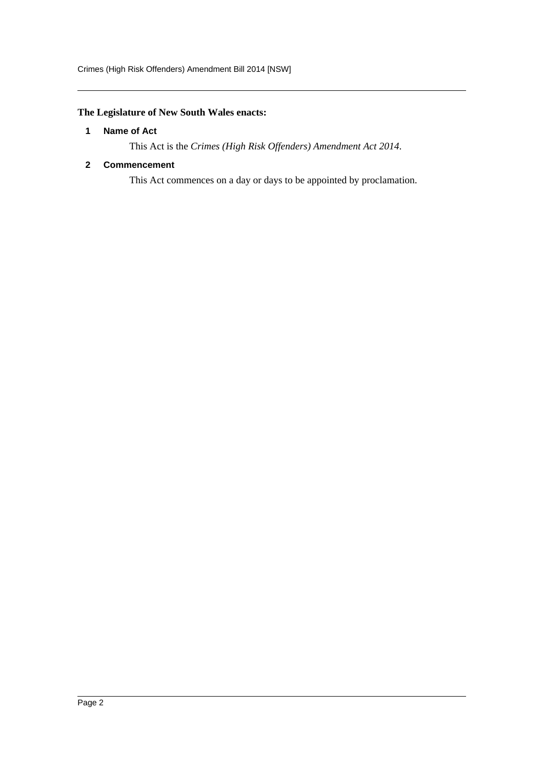**The Legislature of New South Wales enacts:**

### 1 Name of Act

This Act is the *Crimes (High Risk Offenders) Amendment Act 2014*.

### 2 Commencement

This Act commences on a day or days to be appointed by proclamation.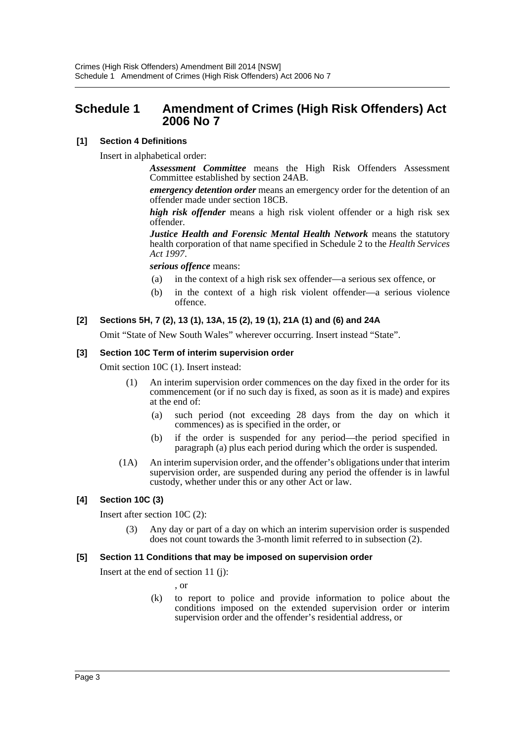# Schedule 1 Amendment of Crimes (High Risk Offenders) Act 2006 No 7

**[1] Section 4 Definitions**

Insert in alphabetical order:

> ***Assessment Committee*** means the High Risk Offenders Assessment Committee established by section 24AB.
>
> ***emergency detention order*** means an emergency order for the detention of an offender made under section 18CB.
>
> ***high risk offender*** means a high risk violent offender or a high risk sex offender.
>
> ***Justice Health and Forensic Mental Health Network*** means the statutory health corporation of that name specified in Schedule 2 to the *Health Services Act 1997*.
>
> ***serious offence*** means:
>
> (a) in the context of a high risk sex offender—a serious sex offence, or
>
> (b) in the context of a high risk violent offender—a serious violence offence.

**[2] Sections 5H, 7 (2), 13 (1), 13A, 15 (2), 19 (1), 21A (1) and (6) and 24A**

Omit "State of New South Wales" wherever occurring. Insert instead "State".

**[3] Section 10C Term of interim supervision order**

Omit section 10C (1). Insert instead:

> (1) An interim supervision order commences on the day fixed in the order for its commencement (or if no such day is fixed, as soon as it is made) and expires at the end of:
>
> (a) such period (not exceeding 28 days from the day on which it commences) as is specified in the order, or
>
> (b) if the order is suspended for any period—the period specified in paragraph (a) plus each period during which the order is suspended.
>
> (1A) An interim supervision order, and the offender's obligations under that interim supervision order, are suspended during any period the offender is in lawful custody, whether under this or any other Act or law.

**[4] Section 10C (3)**

Insert after section 10C (2):

> (3) Any day or part of a day on which an interim supervision order is suspended does not count towards the 3-month limit referred to in subsection (2).

**[5] Section 11 Conditions that may be imposed on supervision order**

Insert at the end of section 11 (j):

> , or
>
> (k) to report to police and provide information to police about the conditions imposed on the extended supervision order or interim supervision order and the offender's residential address, or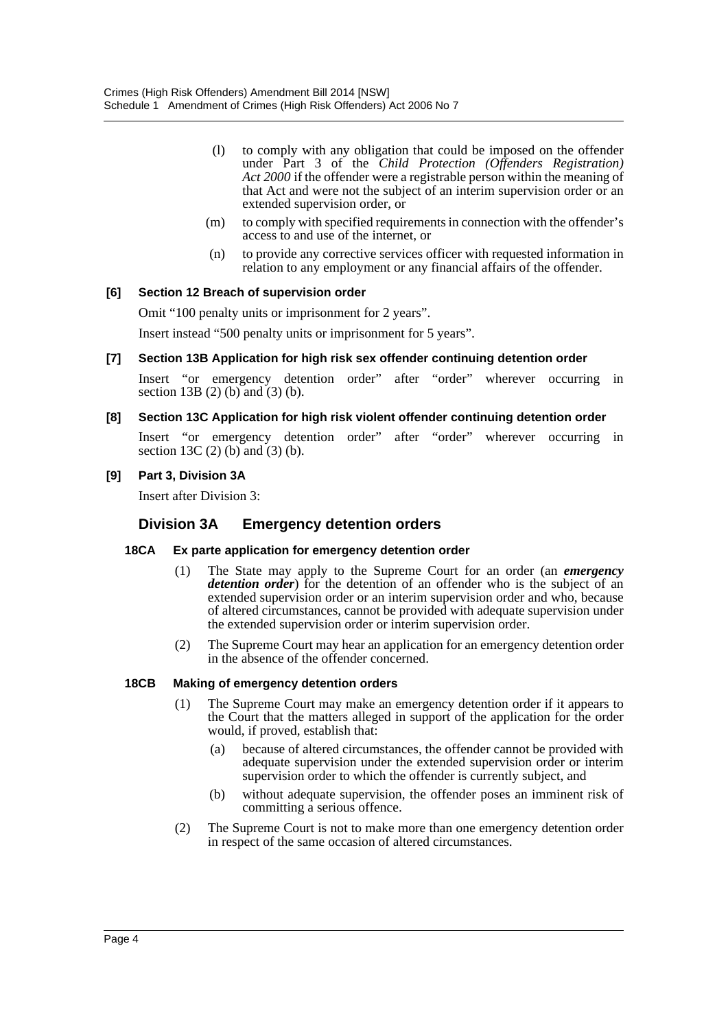(l) to comply with any obligation that could be imposed on the offender under Part 3 of the *Child Protection (Offenders Registration) Act 2000* if the offender were a registrable person within the meaning of that Act and were not the subject of an interim supervision order or an extended supervision order, or

(m) to comply with specified requirements in connection with the offender's access to and use of the internet, or

(n) to provide any corrective services officer with requested information in relation to any employment or any financial affairs of the offender.

**[6] Section 12 Breach of supervision order**

Omit "100 penalty units or imprisonment for 2 years".

Insert instead "500 penalty units or imprisonment for 5 years".

**[7] Section 13B Application for high risk sex offender continuing detention order**

Insert "or emergency detention order" after "order" wherever occurring in section 13B (2) (b) and (3) (b).

**[8] Section 13C Application for high risk violent offender continuing detention order**

Insert "or emergency detention order" after "order" wherever occurring in section 13C (2) (b) and (3) (b).

**[9] Part 3, Division 3A**

Insert after Division 3:

## Division 3A Emergency detention orders

### 18CA Ex parte application for emergency detention order

(1) The State may apply to the Supreme Court for an order (an ***emergency detention order***) for the detention of an offender who is the subject of an extended supervision order or an interim supervision order and who, because of altered circumstances, cannot be provided with adequate supervision under the extended supervision order or interim supervision order.

(2) The Supreme Court may hear an application for an emergency detention order in the absence of the offender concerned.

### 18CB Making of emergency detention orders

(1) The Supreme Court may make an emergency detention order if it appears to the Court that the matters alleged in support of the application for the order would, if proved, establish that:

(a) because of altered circumstances, the offender cannot be provided with adequate supervision under the extended supervision order or interim supervision order to which the offender is currently subject, and

(b) without adequate supervision, the offender poses an imminent risk of committing a serious offence.

(2) The Supreme Court is not to make more than one emergency detention order in respect of the same occasion of altered circumstances.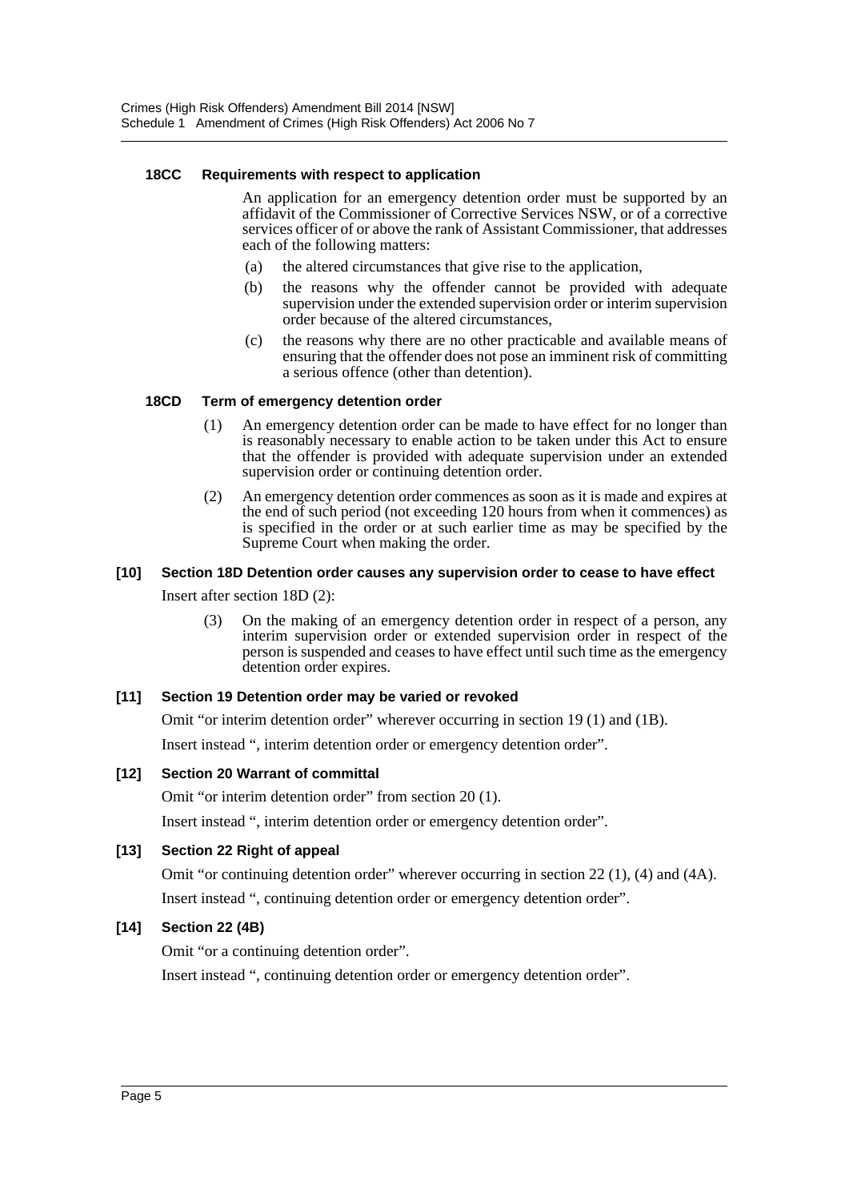#### 18CC Requirements with respect to application

An application for an emergency detention order must be supported by an affidavit of the Commissioner of Corrective Services NSW, or of a corrective services officer of or above the rank of Assistant Commissioner, that addresses each of the following matters:

(a) the altered circumstances that give rise to the application,

(b) the reasons why the offender cannot be provided with adequate supervision under the extended supervision order or interim supervision order because of the altered circumstances,

(c) the reasons why there are no other practicable and available means of ensuring that the offender does not pose an imminent risk of committing a serious offence (other than detention).

#### 18CD Term of emergency detention order

(1) An emergency detention order can be made to have effect for no longer than is reasonably necessary to enable action to be taken under this Act to ensure that the offender is provided with adequate supervision under an extended supervision order or continuing detention order.

(2) An emergency detention order commences as soon as it is made and expires at the end of such period (not exceeding 120 hours from when it commences) as is specified in the order or at such earlier time as may be specified by the Supreme Court when making the order.

#### [10] Section 18D Detention order causes any supervision order to cease to have effect

Insert after section 18D (2):

(3) On the making of an emergency detention order in respect of a person, any interim supervision order or extended supervision order in respect of the person is suspended and ceases to have effect until such time as the emergency detention order expires.

#### [11] Section 19 Detention order may be varied or revoked

Omit "or interim detention order" wherever occurring in section 19 (1) and (1B).

Insert instead ", interim detention order or emergency detention order".

#### [12] Section 20 Warrant of committal

Omit "or interim detention order" from section 20 (1).

Insert instead ", interim detention order or emergency detention order".

#### [13] Section 22 Right of appeal

Omit "or continuing detention order" wherever occurring in section 22 (1), (4) and (4A).

Insert instead ", continuing detention order or emergency detention order".

#### [14] Section 22 (4B)

Omit "or a continuing detention order".

Insert instead ", continuing detention order or emergency detention order".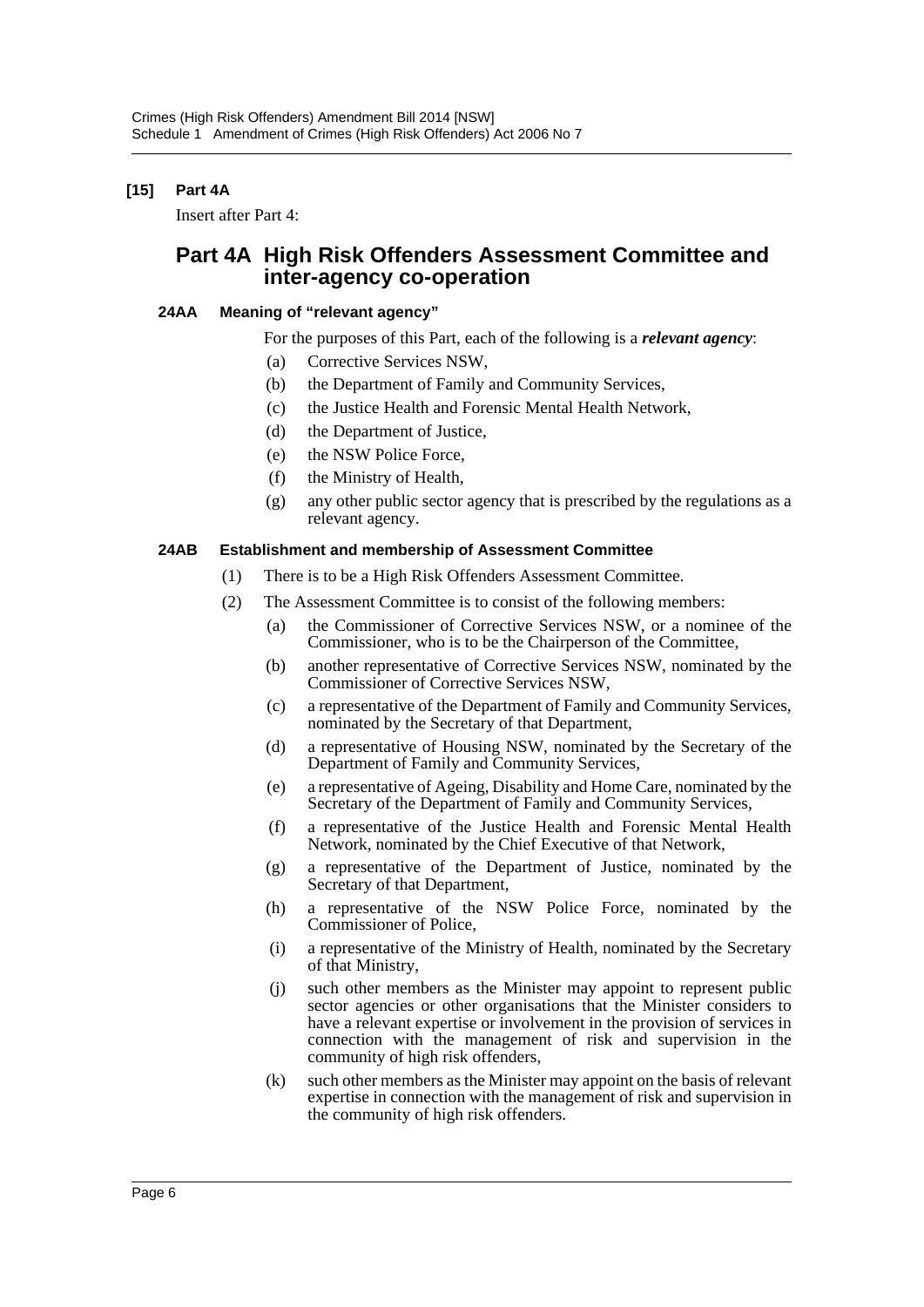**[15] Part 4A**

Insert after Part 4:

## Part 4A High Risk Offenders Assessment Committee and inter-agency co-operation

### 24AA Meaning of "relevant agency"

For the purposes of this Part, each of the following is a ***relevant agency***:

- (a) Corrective Services NSW,
- (b) the Department of Family and Community Services,
- (c) the Justice Health and Forensic Mental Health Network,
- (d) the Department of Justice,
- (e) the NSW Police Force,
- (f) the Ministry of Health,
- (g) any other public sector agency that is prescribed by the regulations as a relevant agency.

### 24AB Establishment and membership of Assessment Committee

(1) There is to be a High Risk Offenders Assessment Committee.

(2) The Assessment Committee is to consist of the following members:

- (a) the Commissioner of Corrective Services NSW, or a nominee of the Commissioner, who is to be the Chairperson of the Committee,
- (b) another representative of Corrective Services NSW, nominated by the Commissioner of Corrective Services NSW,
- (c) a representative of the Department of Family and Community Services, nominated by the Secretary of that Department,
- (d) a representative of Housing NSW, nominated by the Secretary of the Department of Family and Community Services,
- (e) a representative of Ageing, Disability and Home Care, nominated by the Secretary of the Department of Family and Community Services,
- (f) a representative of the Justice Health and Forensic Mental Health Network, nominated by the Chief Executive of that Network,
- (g) a representative of the Department of Justice, nominated by the Secretary of that Department,
- (h) a representative of the NSW Police Force, nominated by the Commissioner of Police,
- (i) a representative of the Ministry of Health, nominated by the Secretary of that Ministry,
- (j) such other members as the Minister may appoint to represent public sector agencies or other organisations that the Minister considers to have a relevant expertise or involvement in the provision of services in connection with the management of risk and supervision in the community of high risk offenders,
- (k) such other members as the Minister may appoint on the basis of relevant expertise in connection with the management of risk and supervision in the community of high risk offenders.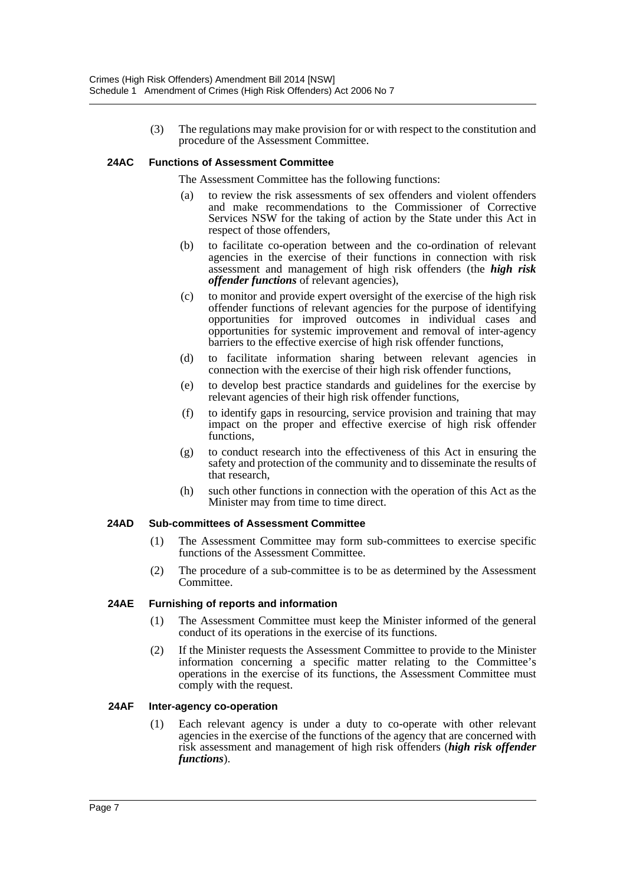(3) The regulations may make provision for or with respect to the constitution and procedure of the Assessment Committee.

### 24AC Functions of Assessment Committee

The Assessment Committee has the following functions:

(a) to review the risk assessments of sex offenders and violent offenders and make recommendations to the Commissioner of Corrective Services NSW for the taking of action by the State under this Act in respect of those offenders,

(b) to facilitate co-operation between and the co-ordination of relevant agencies in the exercise of their functions in connection with risk assessment and management of high risk offenders (the ***high risk offender functions*** of relevant agencies),

(c) to monitor and provide expert oversight of the exercise of the high risk offender functions of relevant agencies for the purpose of identifying opportunities for improved outcomes in individual cases and opportunities for systemic improvement and removal of inter-agency barriers to the effective exercise of high risk offender functions,

(d) to facilitate information sharing between relevant agencies in connection with the exercise of their high risk offender functions,

(e) to develop best practice standards and guidelines for the exercise by relevant agencies of their high risk offender functions,

(f) to identify gaps in resourcing, service provision and training that may impact on the proper and effective exercise of high risk offender functions,

(g) to conduct research into the effectiveness of this Act in ensuring the safety and protection of the community and to disseminate the results of that research,

(h) such other functions in connection with the operation of this Act as the Minister may from time to time direct.

### 24AD Sub-committees of Assessment Committee

(1) The Assessment Committee may form sub-committees to exercise specific functions of the Assessment Committee.

(2) The procedure of a sub-committee is to be as determined by the Assessment Committee.

### 24AE Furnishing of reports and information

(1) The Assessment Committee must keep the Minister informed of the general conduct of its operations in the exercise of its functions.

(2) If the Minister requests the Assessment Committee to provide to the Minister information concerning a specific matter relating to the Committee's operations in the exercise of its functions, the Assessment Committee must comply with the request.

### 24AF Inter-agency co-operation

(1) Each relevant agency is under a duty to co-operate with other relevant agencies in the exercise of the functions of the agency that are concerned with risk assessment and management of high risk offenders (***high risk offender functions***).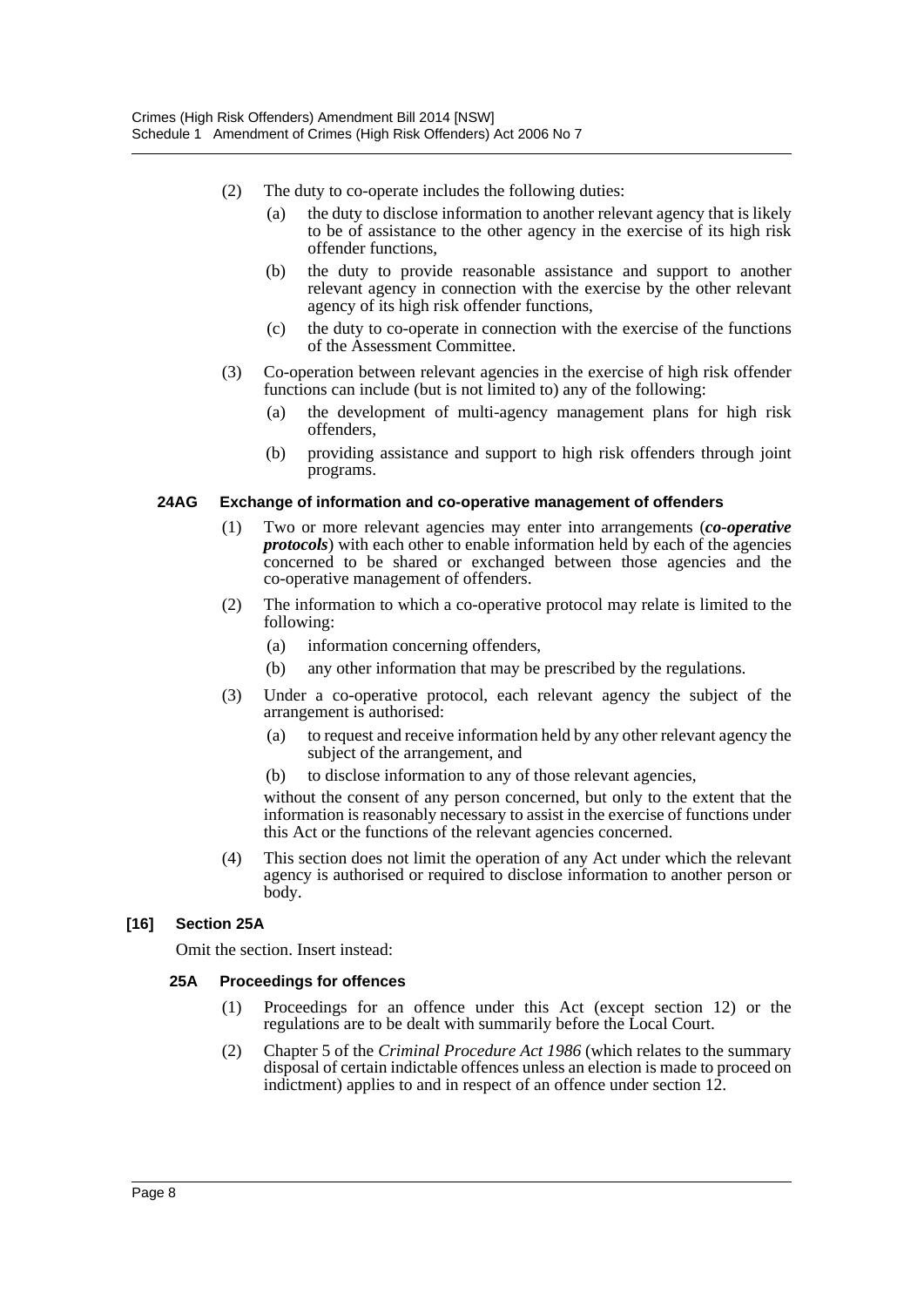(2) The duty to co-operate includes the following duties:

(a) the duty to disclose information to another relevant agency that is likely to be of assistance to the other agency in the exercise of its high risk offender functions,

(b) the duty to provide reasonable assistance and support to another relevant agency in connection with the exercise by the other relevant agency of its high risk offender functions,

(c) the duty to co-operate in connection with the exercise of the functions of the Assessment Committee.

(3) Co-operation between relevant agencies in the exercise of high risk offender functions can include (but is not limited to) any of the following:

(a) the development of multi-agency management plans for high risk offenders,

(b) providing assistance and support to high risk offenders through joint programs.

#### 24AG Exchange of information and co-operative management of offenders

(1) Two or more relevant agencies may enter into arrangements (***co-operative protocols***) with each other to enable information held by each of the agencies concerned to be shared or exchanged between those agencies and the co-operative management of offenders.

(2) The information to which a co-operative protocol may relate is limited to the following:

(a) information concerning offenders,

(b) any other information that may be prescribed by the regulations.

(3) Under a co-operative protocol, each relevant agency the subject of the arrangement is authorised:

(a) to request and receive information held by any other relevant agency the subject of the arrangement, and

(b) to disclose information to any of those relevant agencies,

without the consent of any person concerned, but only to the extent that the information is reasonably necessary to assist in the exercise of functions under this Act or the functions of the relevant agencies concerned.

(4) This section does not limit the operation of any Act under which the relevant agency is authorised or required to disclose information to another person or body.

### [16] Section 25A

Omit the section. Insert instead:

#### 25A Proceedings for offences

(1) Proceedings for an offence under this Act (except section 12) or the regulations are to be dealt with summarily before the Local Court.

(2) Chapter 5 of the *Criminal Procedure Act 1986* (which relates to the summary disposal of certain indictable offences unless an election is made to proceed on indictment) applies to and in respect of an offence under section 12.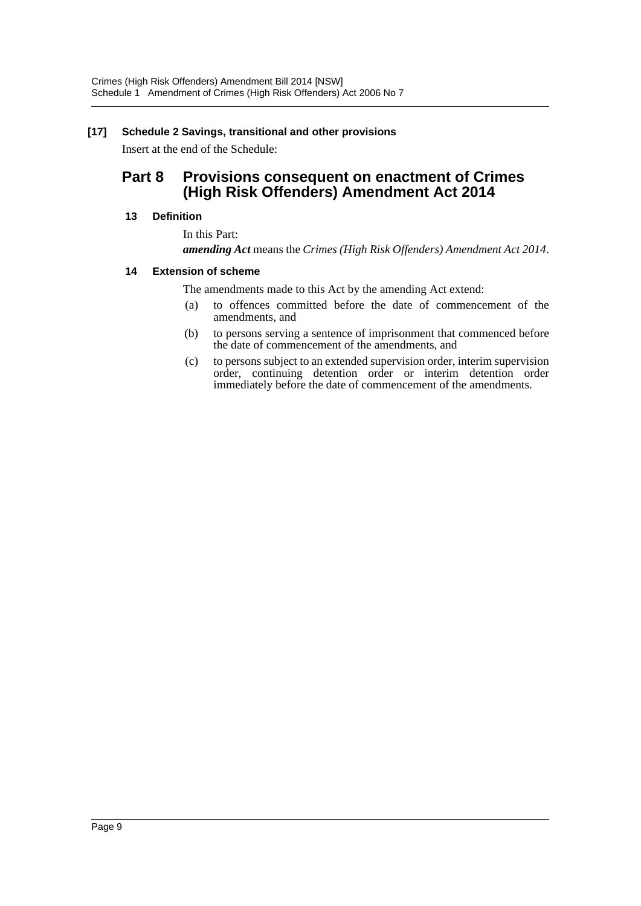**[17] Schedule 2 Savings, transitional and other provisions**

Insert at the end of the Schedule:

## Part 8 Provisions consequent on enactment of Crimes (High Risk Offenders) Amendment Act 2014

**13 Definition**

In this Part:

***amending Act*** means the *Crimes (High Risk Offenders) Amendment Act 2014*.

**14 Extension of scheme**

The amendments made to this Act by the amending Act extend:

(a) to offences committed before the date of commencement of the amendments, and

(b) to persons serving a sentence of imprisonment that commenced before the date of commencement of the amendments, and

(c) to persons subject to an extended supervision order, interim supervision order, continuing detention order or interim detention order immediately before the date of commencement of the amendments.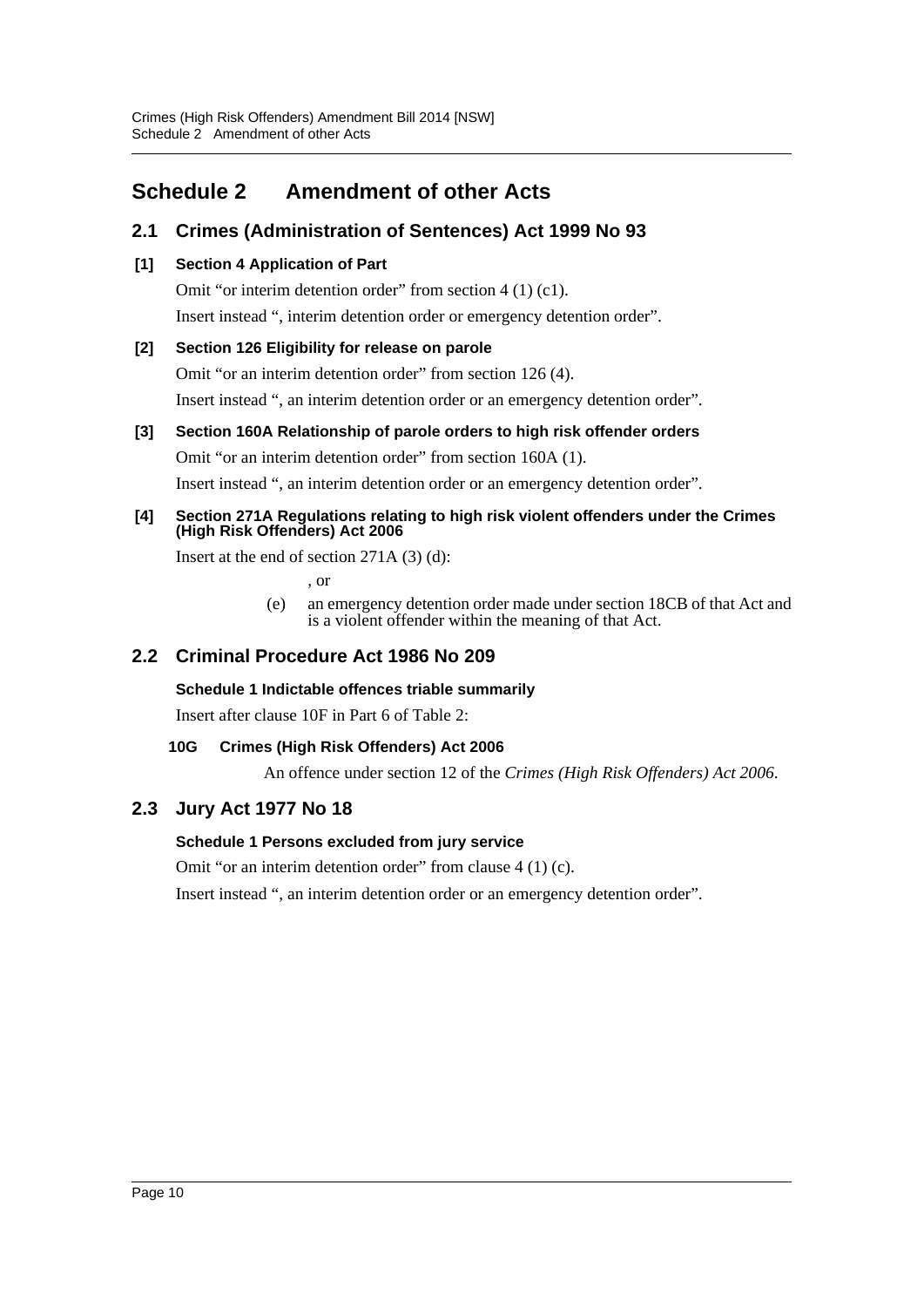# Schedule 2 Amendment of other Acts

## 2.1 Crimes (Administration of Sentences) Act 1999 No 93

### [1] Section 4 Application of Part

Omit "or interim detention order" from section 4 (1) (c1).

Insert instead ", interim detention order or emergency detention order".

### [2] Section 126 Eligibility for release on parole

Omit "or an interim detention order" from section 126 (4).

Insert instead ", an interim detention order or an emergency detention order".

### [3] Section 160A Relationship of parole orders to high risk offender orders

Omit "or an interim detention order" from section 160A (1).

Insert instead ", an interim detention order or an emergency detention order".

### [4] Section 271A Regulations relating to high risk violent offenders under the Crimes (High Risk Offenders) Act 2006

Insert at the end of section 271A (3) (d):

, or

(e) an emergency detention order made under section 18CB of that Act and is a violent offender within the meaning of that Act.

## 2.2 Criminal Procedure Act 1986 No 209

### Schedule 1 Indictable offences triable summarily

Insert after clause 10F in Part 6 of Table 2:

**10G Crimes (High Risk Offenders) Act 2006**

An offence under section 12 of the *Crimes (High Risk Offenders) Act 2006*.

## 2.3 Jury Act 1977 No 18

### Schedule 1 Persons excluded from jury service

Omit "or an interim detention order" from clause 4 (1) (c).

Insert instead ", an interim detention order or an emergency detention order".